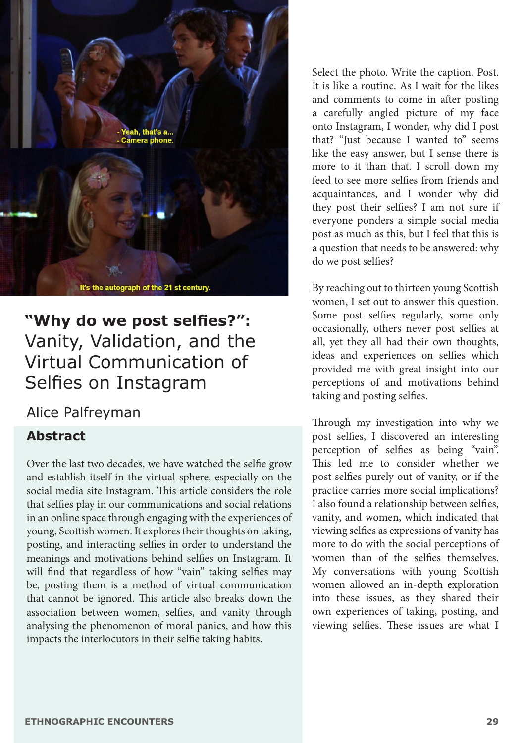# "Why do we post selfies?": Vanity, Validation, and the Virtual Communication of Selfies on Instagram

Alice Palfreyman

## Abstract

Over the last two decades, we have watched the selfie grow and establish itself in the virtual sphere, especially on the social media site Instagram. This article considers the role that selfies play in our communications and social relations in an online space through engaging with the experiences of young, Scottish women. It explores their thoughts on taking, posting, and interacting selfies in order to understand the meanings and motivations behind selfies on Instagram. It will find that regardless of how "vain" taking selfies may be, posting them is a method of virtual communication that cannot be ignored. This article also breaks down the association between women, selfies, and vanity through analysing the phenomenon of moral panics, and how this impacts the interlocutors in their selfie taking habits.

Select the photo. Write the caption. Post. It is like a routine. As I wait for the likes and comments to come in after posting a carefully angled picture of my face onto Instagram, I wonder, why did I post that? "Just because I wanted to" seems like the easy answer, but I sense there is more to it than that. I scroll down my feed to see more selfies from friends and acquaintances, and I wonder why did they post their selfies? I am not sure if everyone ponders a simple social media post as much as this, but I feel that this is a question that needs to be answered: why do we post selfies?

By reaching out to thirteen young Scottish women, I set out to answer this question. Some post selfies regularly, some only occasionally, others never post selfies at all, yet they all had their own thoughts, ideas and experiences on selfies which provided me with great insight into our perceptions of and motivations behind taking and posting selfies.

Through my investigation into why we post selfies, I discovered an interesting perception of selfies as being "vain". This led me to consider whether we post selfies purely out of vanity, or if the practice carries more social implications? I also found a relationship between selfies, vanity, and women, which indicated that viewing selfies as expressions of vanity has more to do with the social perceptions of women than of the selfies themselves. My conversations with young Scottish women allowed an in-depth exploration into these issues, as they shared their own experiences of taking, posting, and viewing selfies. These issues are what I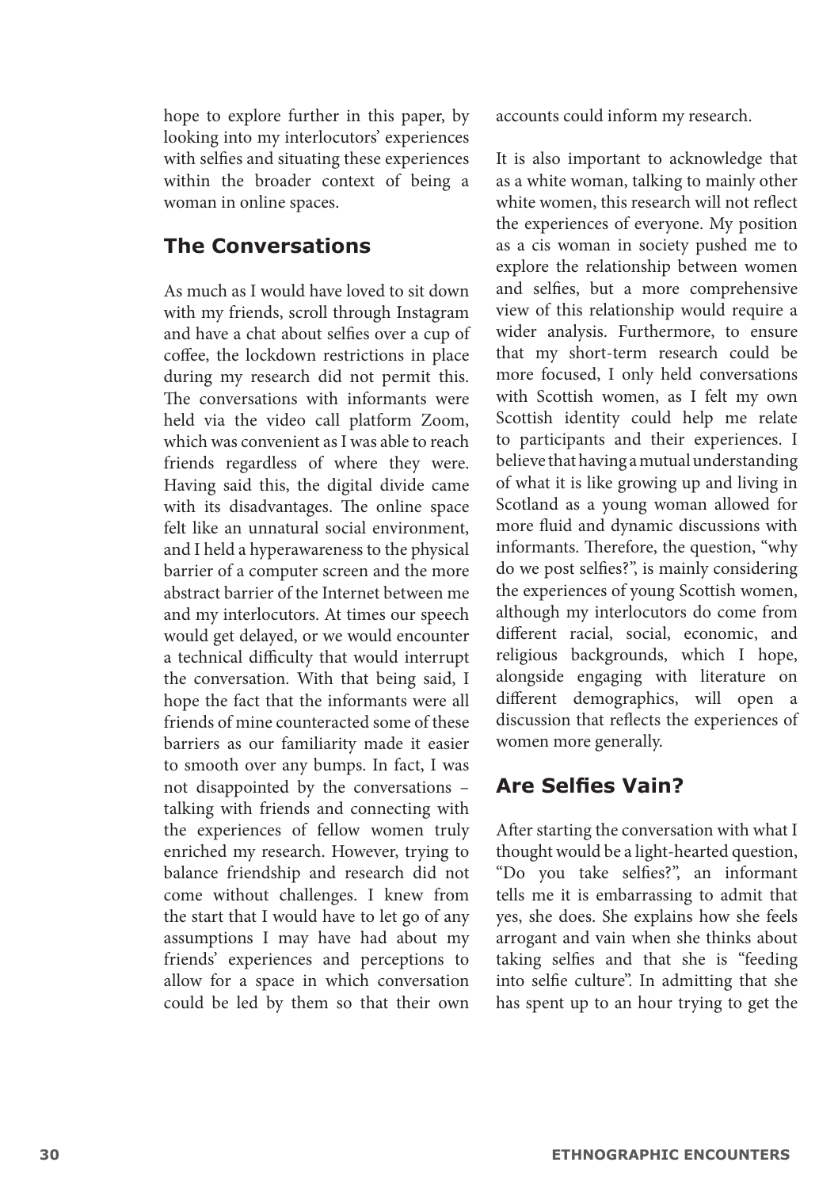hope to explore further in this paper, by looking into my interlocutors' experiences with selfies and situating these experiences within the broader context of being a woman in online spaces.

## The Conversations

As much as I would have loved to sit down with my friends, scroll through Instagram and have a chat about selfies over a cup of coffee, the lockdown restrictions in place during my research did not permit this. The conversations with informants were held via the video call platform Zoom, which was convenient as I was able to reach friends regardless of where they were. Having said this, the digital divide came with its disadvantages. The online space felt like an unnatural social environment, and I held a hyperawareness to the physical barrier of a computer screen and the more abstract barrier of the Internet between me and my interlocutors. At times our speech would get delayed, or we would encounter a technical difficulty that would interrupt the conversation. With that being said, I hope the fact that the informants were all friends of mine counteracted some of these barriers as our familiarity made it easier to smooth over any bumps. In fact, I was not disappointed by the conversations – talking with friends and connecting with the experiences of fellow women truly enriched my research. However, trying to balance friendship and research did not come without challenges. I knew from the start that I would have to let go of any assumptions I may have had about my friends' experiences and perceptions to allow for a space in which conversation could be led by them so that their own accounts could inform my research.

It is also important to acknowledge that as a white woman, talking to mainly other white women, this research will not reflect the experiences of everyone. My position as a cis woman in society pushed me to explore the relationship between women and selfies, but a more comprehensive view of this relationship would require a wider analysis. Furthermore, to ensure that my short-term research could be more focused, I only held conversations with Scottish women, as I felt my own Scottish identity could help me relate to participants and their experiences. I believe that having a mutual understanding of what it is like growing up and living in Scotland as a young woman allowed for more fluid and dynamic discussions with informants. Therefore, the question, "why do we post selfies?", is mainly considering the experiences of young Scottish women, although my interlocutors do come from different racial, social, economic, and religious backgrounds, which I hope, alongside engaging with literature on different demographics, will open a discussion that reflects the experiences of women more generally.

## Are Selfies Vain?

After starting the conversation with what I thought would be a light-hearted question, "Do you take selfies?", an informant tells me it is embarrassing to admit that yes, she does. She explains how she feels arrogant and vain when she thinks about taking selfies and that she is "feeding into selfie culture". In admitting that she has spent up to an hour trying to get the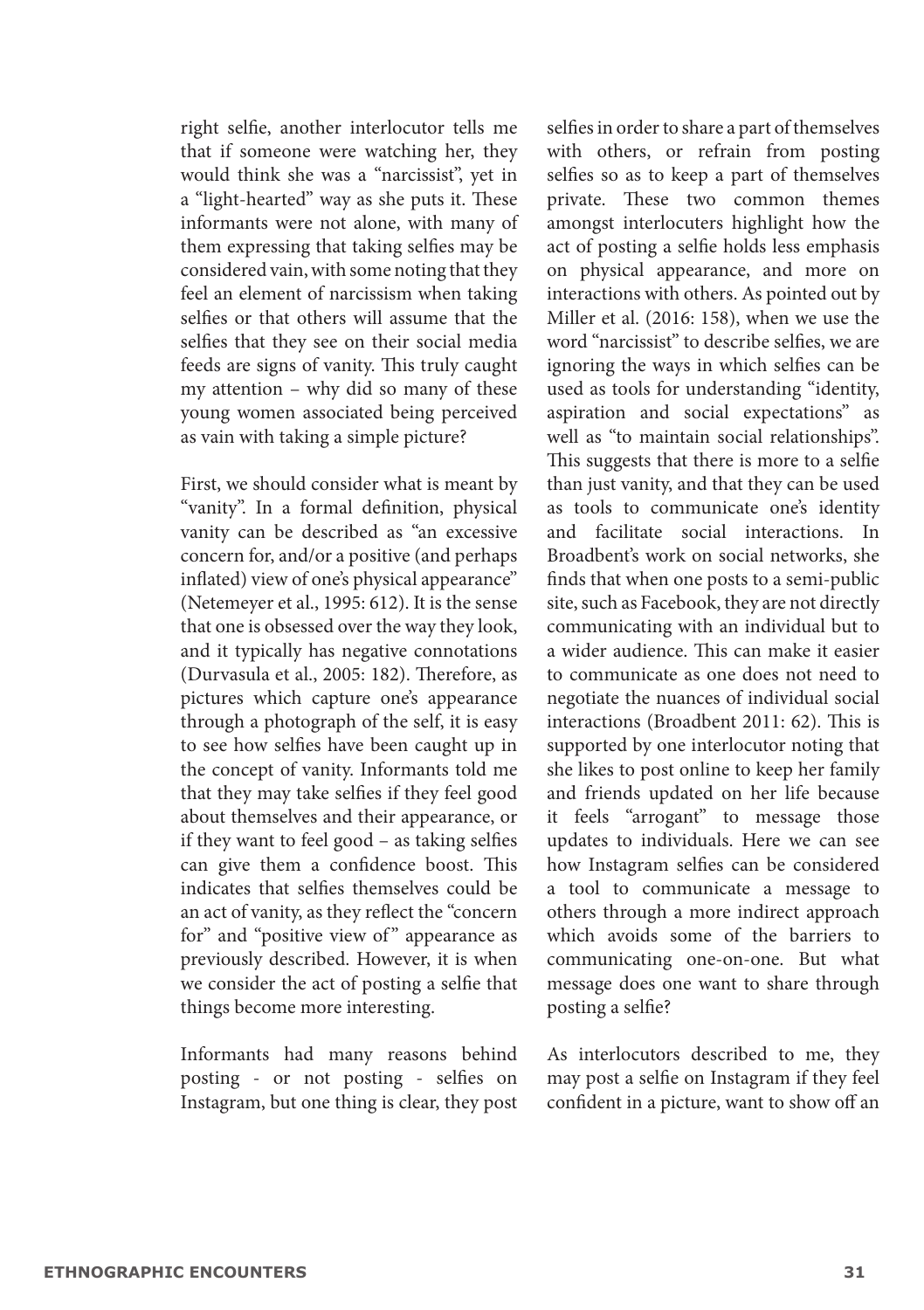right selfie, another interlocutor tells me that if someone were watching her, they would think she was a "narcissist", yet in a "light-hearted" way as she puts it. These informants were not alone, with many of them expressing that taking selfies may be considered vain, with some noting that they feel an element of narcissism when taking selfies or that others will assume that the selfies that they see on their social media feeds are signs of vanity. This truly caught my attention – why did so many of these young women associated being perceived as vain with taking a simple picture?

First, we should consider what is meant by "vanity". In a formal definition, physical vanity can be described as "an excessive concern for, and/or a positive (and perhaps inflated) view of one's physical appearance" (Netemeyer et al., 1995: 612). It is the sense that one is obsessed over the way they look, and it typically has negative connotations (Durvasula et al., 2005: 182). Therefore, as pictures which capture one's appearance through a photograph of the self, it is easy to see how selfies have been caught up in the concept of vanity. Informants told me that they may take selfies if they feel good about themselves and their appearance, or if they want to feel good – as taking selfies can give them a confidence boost. This indicates that selfies themselves could be an act of vanity, as they reflect the "concern for" and "positive view of" appearance as previously described. However, it is when we consider the act of posting a selfie that things become more interesting.

Informants had many reasons behind posting - or not posting - selfies on Instagram, but one thing is clear, they post selfies in order to share a part of themselves with others, or refrain from posting selfies so as to keep a part of themselves private. These two common themes amongst interlocuters highlight how the act of posting a selfie holds less emphasis on physical appearance, and more on interactions with others. As pointed out by Miller et al. (2016: 158), when we use the word "narcissist" to describe selfies, we are ignoring the ways in which selfies can be used as tools for understanding "identity, aspiration and social expectations" as well as "to maintain social relationships". This suggests that there is more to a selfie than just vanity, and that they can be used as tools to communicate one's identity and facilitate social interactions. In Broadbent's work on social networks, she finds that when one posts to a semi-public site, such as Facebook, they are not directly communicating with an individual but to a wider audience. This can make it easier to communicate as one does not need to negotiate the nuances of individual social interactions (Broadbent 2011: 62). This is supported by one interlocutor noting that she likes to post online to keep her family and friends updated on her life because it feels "arrogant" to message those updates to individuals. Here we can see how Instagram selfies can be considered a tool to communicate a message to others through a more indirect approach which avoids some of the barriers to communicating one-on-one. But what message does one want to share through posting a selfie?

As interlocutors described to me, they may post a selfie on Instagram if they feel confident in a picture, want to show off an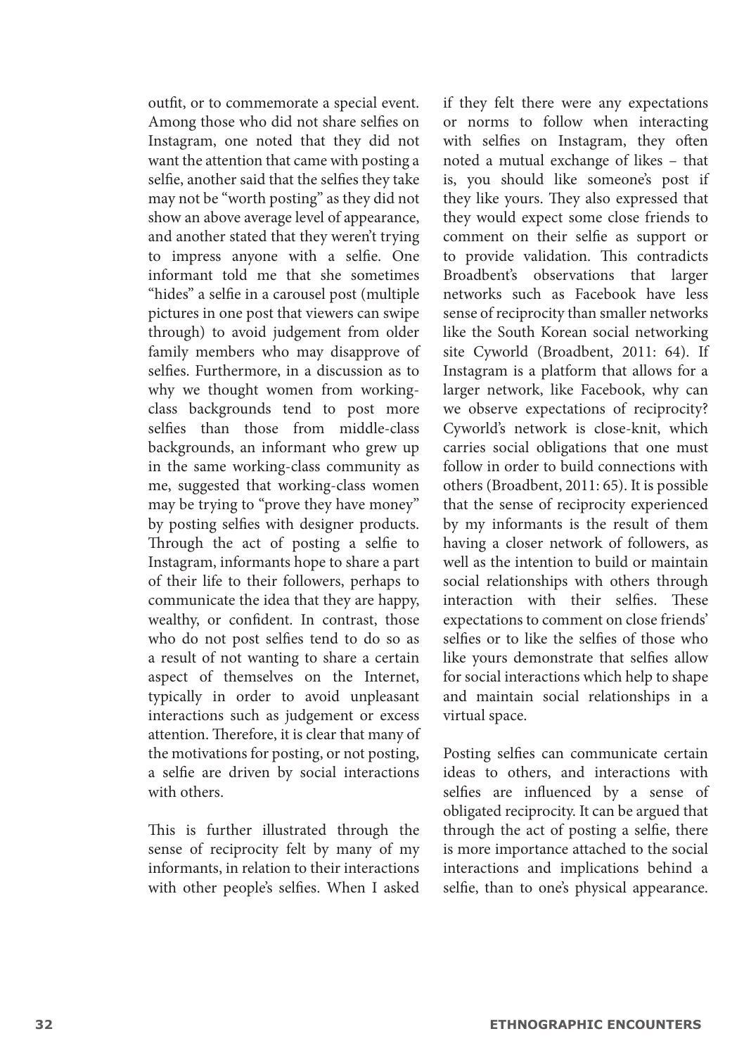outfit, or to commemorate a special event. Among those who did not share selfies on Instagram, one noted that they did not want the attention that came with posting a selfie, another said that the selfies they take may not be "worth posting" as they did not show an above average level of appearance, and another stated that they weren't trying to impress anyone with a selfie. One informant told me that she sometimes "hides" a selfie in a carousel post (multiple pictures in one post that viewers can swipe through) to avoid judgement from older family members who may disapprove of selfies. Furthermore, in a discussion as to why we thought women from working-class backgrounds tend to post more selfies than those from middle-class backgrounds, an informant who grew up in the same working-class community as me, suggested that working-class women may be trying to "prove they have money" by posting selfies with designer products. Through the act of posting a selfie to Instagram, informants hope to share a part of their life to their followers, perhaps to communicate the idea that they are happy, wealthy, or confident. In contrast, those who do not post selfies tend to do so as a result of not wanting to share a certain aspect of themselves on the Internet, typically in order to avoid unpleasant interactions such as judgement or excess attention. Therefore, it is clear that many of the motivations for posting, or not posting, a selfie are driven by social interactions with others.

This is further illustrated through the sense of reciprocity felt by many of my informants, in relation to their interactions with other people's selfies. When I asked if they felt there were any expectations or norms to follow when interacting with selfies on Instagram, they often noted a mutual exchange of likes – that is, you should like someone's post if they like yours. They also expressed that they would expect some close friends to comment on their selfie as support or to provide validation. This contradicts Broadbent's observations that larger networks such as Facebook have less sense of reciprocity than smaller networks like the South Korean social networking site Cyworld (Broadbent, 2011: 64). If Instagram is a platform that allows for a larger network, like Facebook, why can we observe expectations of reciprocity? Cyworld's network is close-knit, which carries social obligations that one must follow in order to build connections with others (Broadbent, 2011: 65). It is possible that the sense of reciprocity experienced by my informants is the result of them having a closer network of followers, as well as the intention to build or maintain social relationships with others through interaction with their selfies. These expectations to comment on close friends' selfies or to like the selfies of those who like yours demonstrate that selfies allow for social interactions which help to shape and maintain social relationships in a virtual space.

Posting selfies can communicate certain ideas to others, and interactions with selfies are influenced by a sense of obligated reciprocity. It can be argued that through the act of posting a selfie, there is more importance attached to the social interactions and implications behind a selfie, than to one's physical appearance.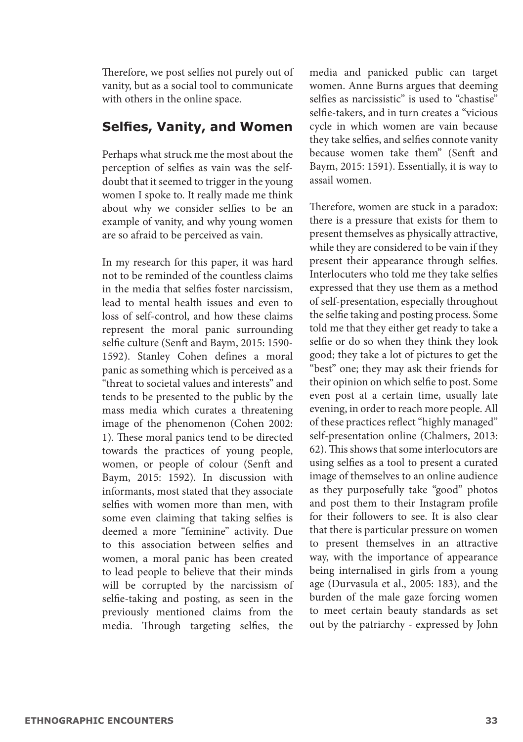Therefore, we post selfies not purely out of vanity, but as a social tool to communicate with others in the online space.

## Selfies, Vanity, and Women

Perhaps what struck me the most about the perception of selfies as vain was the self-doubt that it seemed to trigger in the young women I spoke to. It really made me think about why we consider selfies to be an example of vanity, and why young women are so afraid to be perceived as vain.

In my research for this paper, it was hard not to be reminded of the countless claims in the media that selfies foster narcissism, lead to mental health issues and even to loss of self-control, and how these claims represent the moral panic surrounding selfie culture (Senft and Baym, 2015: 1590-1592). Stanley Cohen defines a moral panic as something which is perceived as a "threat to societal values and interests" and tends to be presented to the public by the mass media which curates a threatening image of the phenomenon (Cohen 2002: 1). These moral panics tend to be directed towards the practices of young people, women, or people of colour (Senft and Baym, 2015: 1592). In discussion with informants, most stated that they associate selfies with women more than men, with some even claiming that taking selfies is deemed a more "feminine" activity. Due to this association between selfies and women, a moral panic has been created to lead people to believe that their minds will be corrupted by the narcissism of selfie-taking and posting, as seen in the previously mentioned claims from the media. Through targeting selfies, the media and panicked public can target women. Anne Burns argues that deeming selfies as narcissistic" is used to "chastise" selfie-takers, and in turn creates a "vicious cycle in which women are vain because they take selfies, and selfies connote vanity because women take them" (Senft and Baym, 2015: 1591). Essentially, it is way to assail women.

Therefore, women are stuck in a paradox: there is a pressure that exists for them to present themselves as physically attractive, while they are considered to be vain if they present their appearance through selfies. Interlocuters who told me they take selfies expressed that they use them as a method of self-presentation, especially throughout the selfie taking and posting process. Some told me that they either get ready to take a selfie or do so when they think they look good; they take a lot of pictures to get the "best" one; they may ask their friends for their opinion on which selfie to post. Some even post at a certain time, usually late evening, in order to reach more people. All of these practices reflect "highly managed" self-presentation online (Chalmers, 2013: 62). This shows that some interlocutors are using selfies as a tool to present a curated image of themselves to an online audience as they purposefully take "good" photos and post them to their Instagram profile for their followers to see. It is also clear that there is particular pressure on women to present themselves in an attractive way, with the importance of appearance being internalised in girls from a young age (Durvasula et al., 2005: 183), and the burden of the male gaze forcing women to meet certain beauty standards as set out by the patriarchy - expressed by John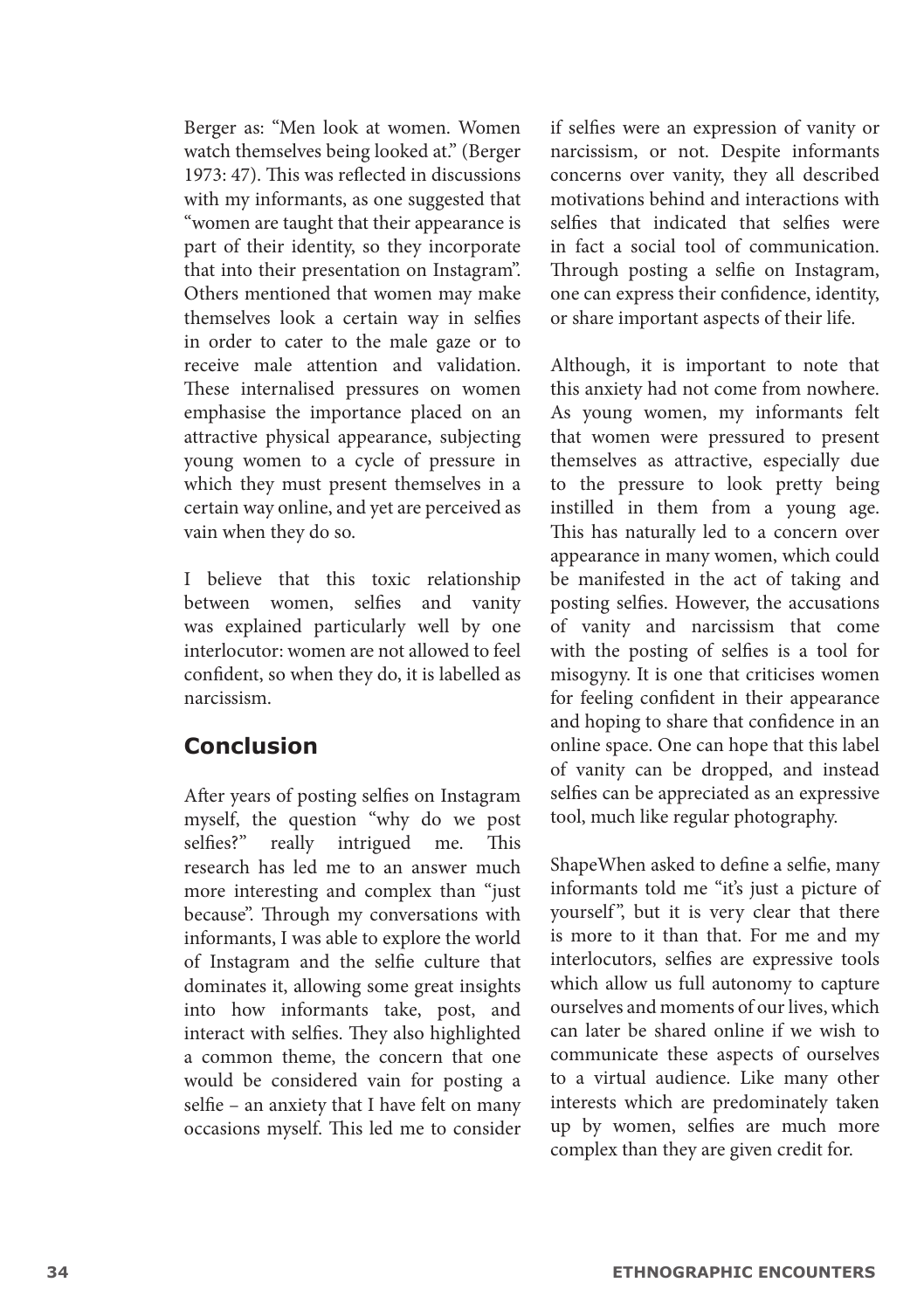Berger as: "Men look at women. Women watch themselves being looked at." (Berger 1973: 47). This was reflected in discussions with my informants, as one suggested that "women are taught that their appearance is part of their identity, so they incorporate that into their presentation on Instagram". Others mentioned that women may make themselves look a certain way in selfies in order to cater to the male gaze or to receive male attention and validation. These internalised pressures on women emphasise the importance placed on an attractive physical appearance, subjecting young women to a cycle of pressure in which they must present themselves in a certain way online, and yet are perceived as vain when they do so.

I believe that this toxic relationship between women, selfies and vanity was explained particularly well by one interlocutor: women are not allowed to feel confident, so when they do, it is labelled as narcissism.

## Conclusion

After years of posting selfies on Instagram myself, the question "why do we post selfies?" really intrigued me. This research has led me to an answer much more interesting and complex than "just because". Through my conversations with informants, I was able to explore the world of Instagram and the selfie culture that dominates it, allowing some great insights into how informants take, post, and interact with selfies. They also highlighted a common theme, the concern that one would be considered vain for posting a selfie – an anxiety that I have felt on many occasions myself. This led me to consider if selfies were an expression of vanity or narcissism, or not. Despite informants concerns over vanity, they all described motivations behind and interactions with selfies that indicated that selfies were in fact a social tool of communication. Through posting a selfie on Instagram, one can express their confidence, identity, or share important aspects of their life.

Although, it is important to note that this anxiety had not come from nowhere. As young women, my informants felt that women were pressured to present themselves as attractive, especially due to the pressure to look pretty being instilled in them from a young age. This has naturally led to a concern over appearance in many women, which could be manifested in the act of taking and posting selfies. However, the accusations of vanity and narcissism that come with the posting of selfies is a tool for misogyny. It is one that criticises women for feeling confident in their appearance and hoping to share that confidence in an online space. One can hope that this label of vanity can be dropped, and instead selfies can be appreciated as an expressive tool, much like regular photography.

ShapeWhen asked to define a selfie, many informants told me "it's just a picture of yourself", but it is very clear that there is more to it than that. For me and my interlocutors, selfies are expressive tools which allow us full autonomy to capture ourselves and moments of our lives, which can later be shared online if we wish to communicate these aspects of ourselves to a virtual audience. Like many other interests which are predominately taken up by women, selfies are much more complex than they are given credit for.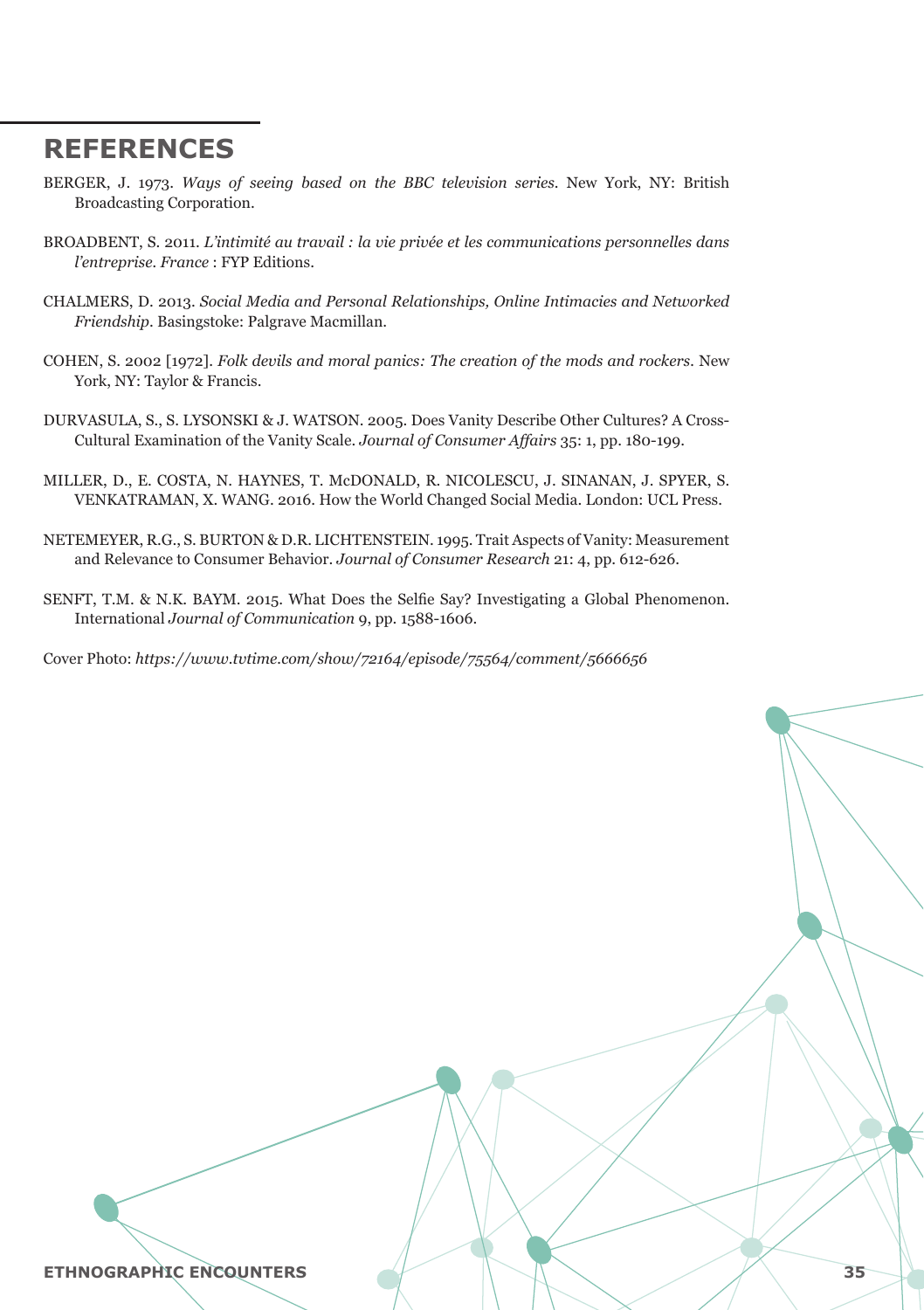## REFERENCES

BERGER, J. 1973. *Ways of seeing based on the BBC television series*. New York, NY: British Broadcasting Corporation.

BROADBENT, S. 2011. *L'intimité au travail : la vie privée et les communications personnelles dans l'entreprise. France* : FYP Editions.

CHALMERS, D. 2013. *Social Media and Personal Relationships, Online Intimacies and Networked Friendship*. Basingstoke: Palgrave Macmillan.

COHEN, S. 2002 [1972]. *Folk devils and moral panics: The creation of the mods and rockers*. New York, NY: Taylor & Francis.

DURVASULA, S., S. LYSONSKI & J. WATSON. 2005. Does Vanity Describe Other Cultures? A Cross-Cultural Examination of the Vanity Scale. *Journal of Consumer Affairs* 35: 1, pp. 180-199.

MILLER, D., E. COSTA, N. HAYNES, T. McDONALD, R. NICOLESCU, J. SINANAN, J. SPYER, S. VENKATRAMAN, X. WANG. 2016. How the World Changed Social Media. London: UCL Press.

NETEMEYER, R.G., S. BURTON & D.R. LICHTENSTEIN. 1995. Trait Aspects of Vanity: Measurement and Relevance to Consumer Behavior. *Journal of Consumer Research* 21: 4, pp. 612-626.

SENFT, T.M. & N.K. BAYM. 2015. What Does the Selfie Say? Investigating a Global Phenomenon. International *Journal of Communication* 9, pp. 1588-1606.

Cover Photo: *https://www.tvtime.com/show/72164/episode/75564/comment/5666656*